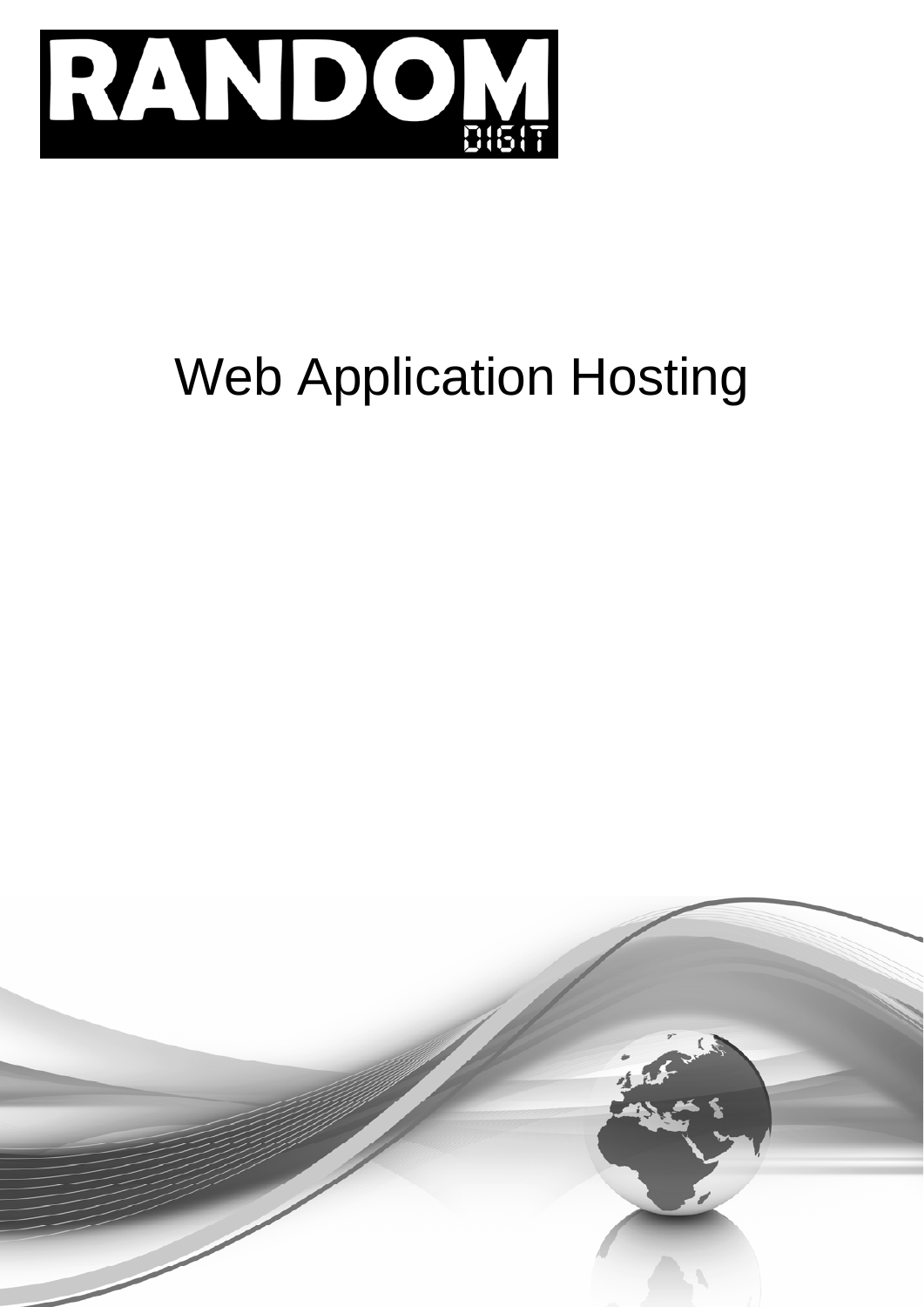RANDOM DIGIT

# Web Application Hosting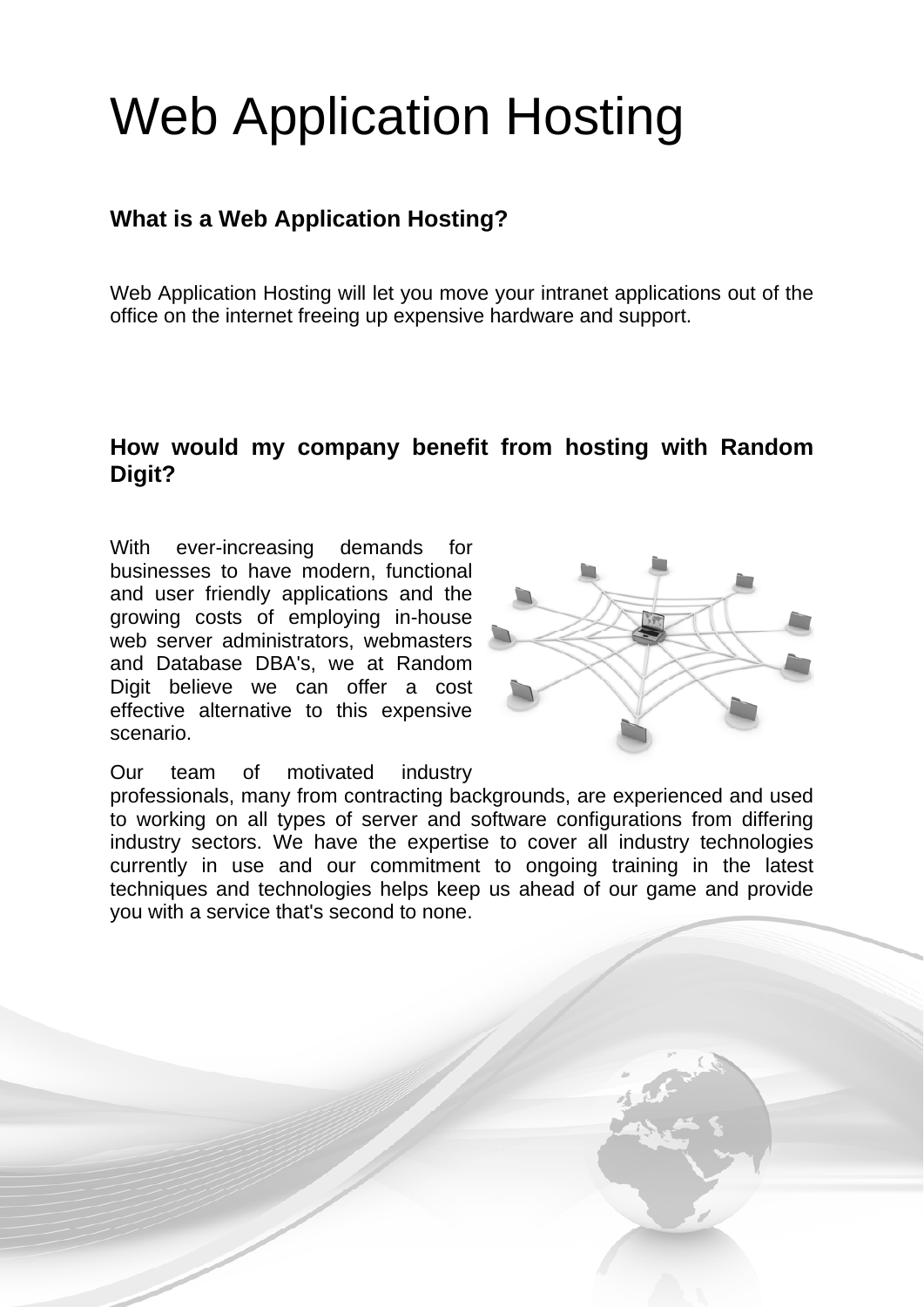# Web Application Hosting

## What is a Web Application Hosting?

Web Application Hosting will let you move your intranet applications out of the office on the internet freeing up expensive hardware and support.

## How would my company benefit from hosting with Random Digit?

With ever-increasing demands for businesses to have modern, functional and user friendly applications and the growing costs of employing in-house web server administrators, webmasters and Database DBA's, we at Random Digit believe we can offer a cost effective alternative to this expensive scenario.

Our team of motivated industry professionals, many from contracting backgrounds, are experienced and used to working on all types of server and software configurations from differing industry sectors. We have the expertise to cover all industry technologies currently in use and our commitment to ongoing training in the latest techniques and technologies helps keep us ahead of our game and provide you with a service that's second to none.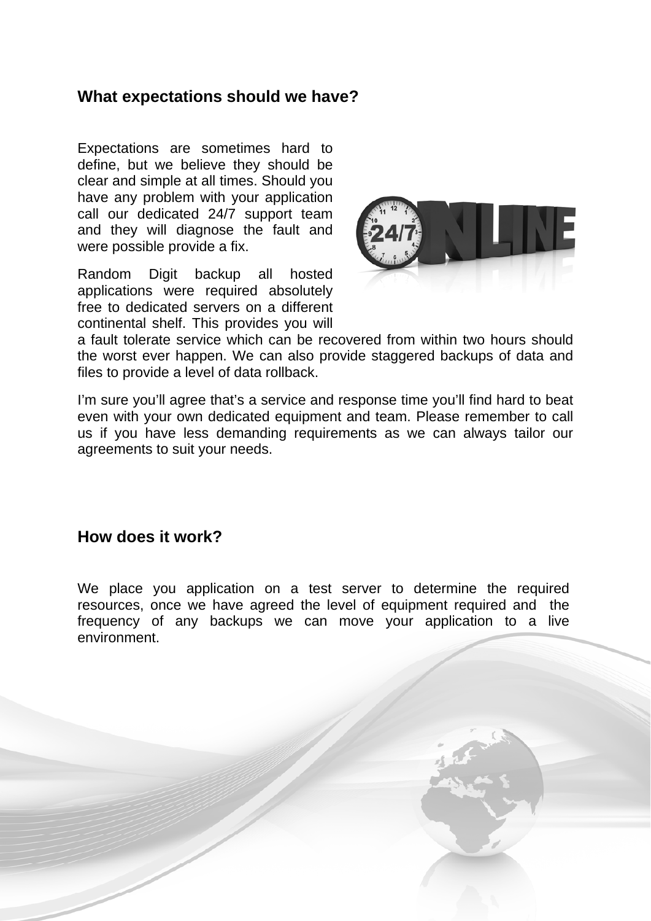## What expectations should we have?

Expectations are sometimes hard to define, but we believe they should be clear and simple at all times. Should you have any problem with your application call our dedicated 24/7 support team and they will diagnose the fault and were possible provide a fix.

Random Digit backup all hosted applications were required absolutely free to dedicated servers on a different continental shelf. This provides you will a fault tolerate service which can be recovered from within two hours should the worst ever happen. We can also provide staggered backups of data and files to provide a level of data rollback.

I'm sure you'll agree that's a service and response time you'll find hard to beat even with your own dedicated equipment and team. Please remember to call us if you have less demanding requirements as we can always tailor our agreements to suit your needs.

## How does it work?

We place you application on a test server to determine the required resources, once we have agreed the level of equipment required and the frequency of any backups we can move your application to a live environment.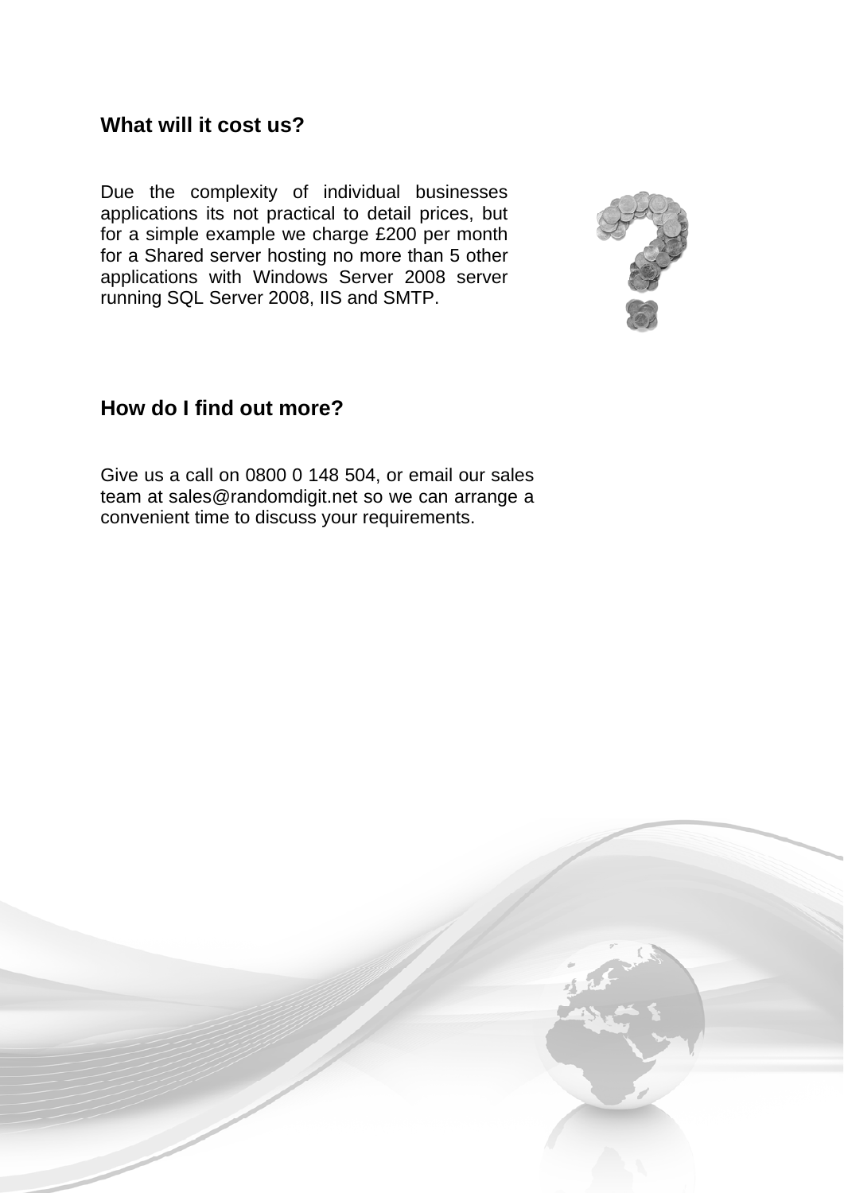## What will it cost us?

Due the complexity of individual businesses applications its not practical to detail prices, but for a simple example we charge £200 per month for a Shared server hosting no more than 5 other applications with Windows Server 2008 server running SQL Server 2008, IIS and SMTP.

## How do I find out more?

Give us a call on 0800 0 148 504, or email our sales team at sales@randomdigit.net so we can arrange a convenient time to discuss your requirements.